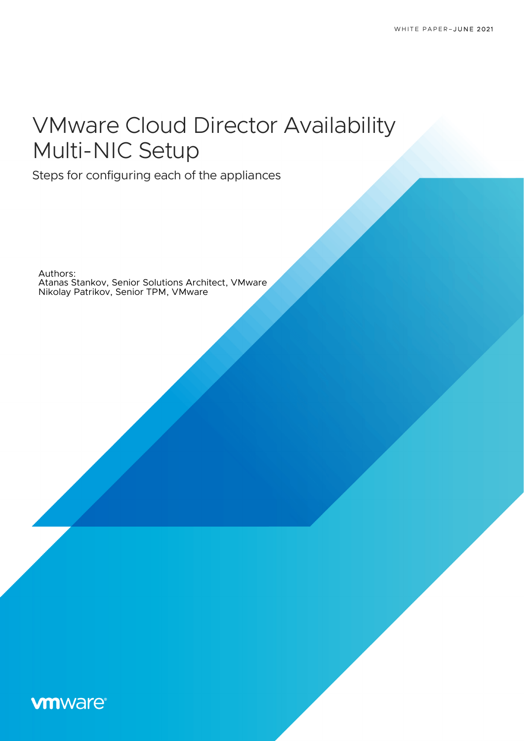WHITE PAPER–JUNE 2021

# VMware Cloud Director Availability Multi-NIC Setup

Steps for configuring each of the appliances

Authors:
Atanas Stankov, Senior Solutions Architect, VMware
Nikolay Patrikov, Senior TPM, VMware

vmware®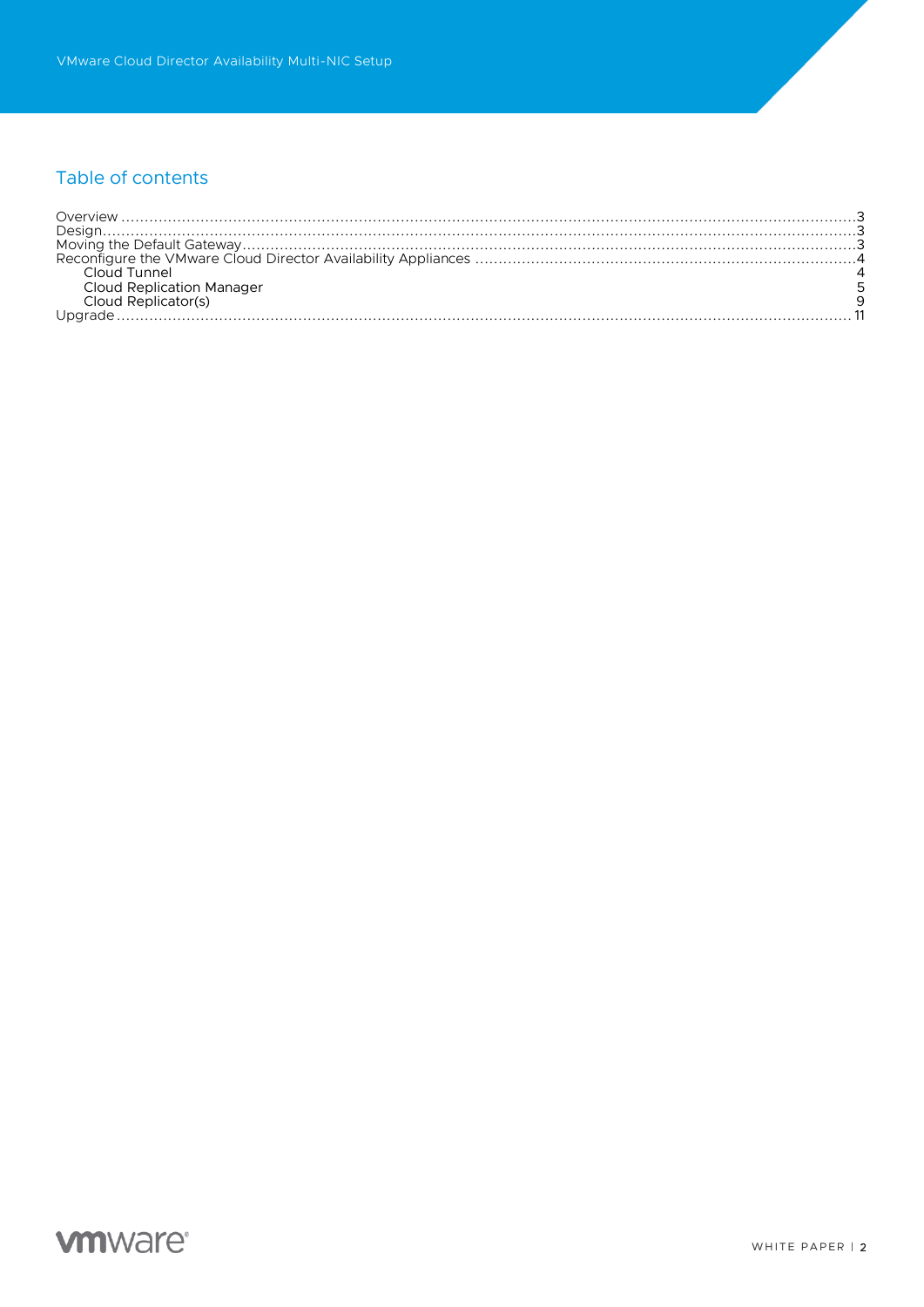## Table of contents

- Overview ... 3
- Design ... 3
- Moving the Default Gateway ... 3
- Reconfigure the VMware Cloud Director Availability Appliances ... 4
  - Cloud Tunnel ... 4
  - Cloud Replication Manager ... 5
  - Cloud Replicator(s) ... 9
- Upgrade ... 11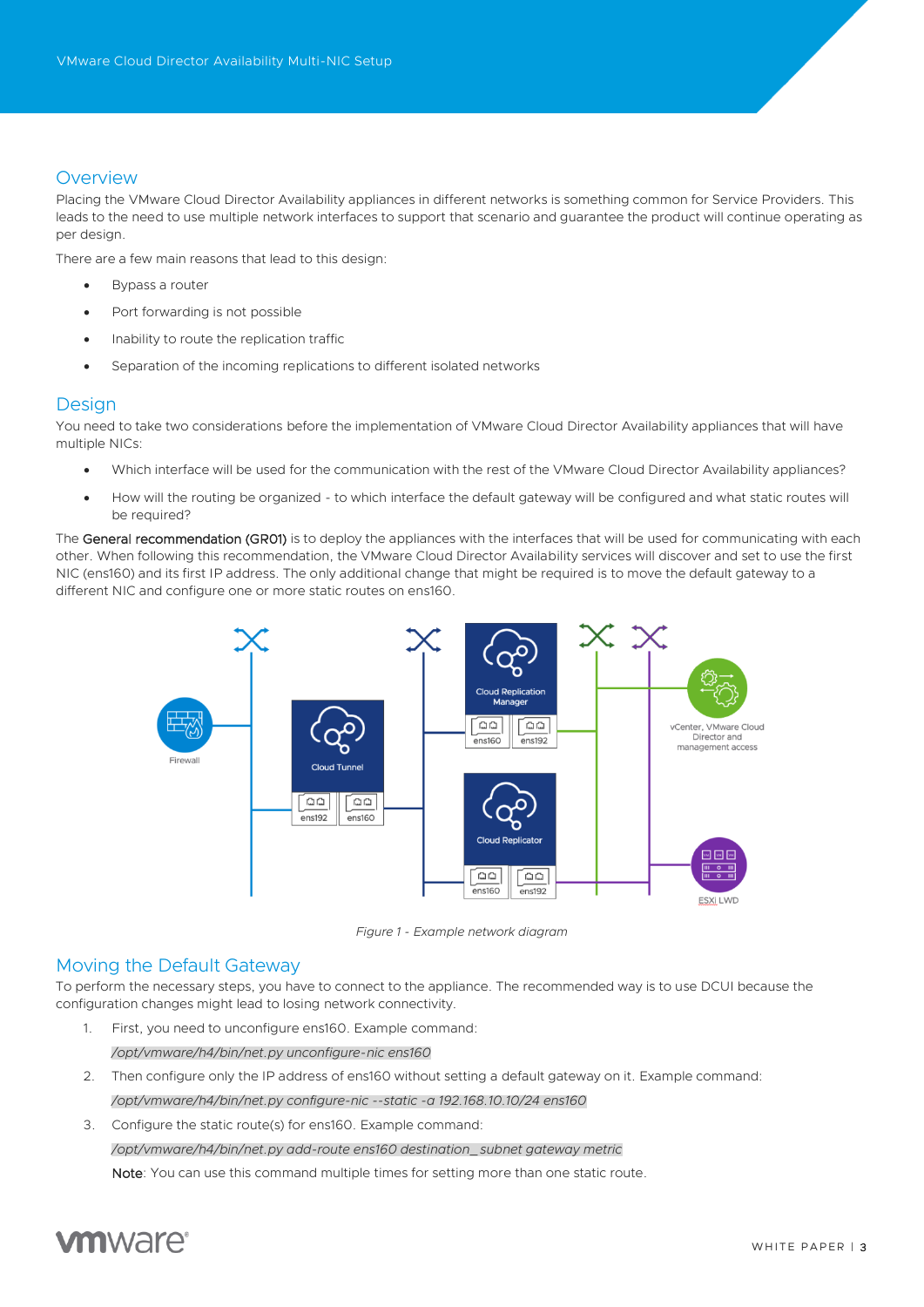## Overview

Placing the VMware Cloud Director Availability appliances in different networks is something common for Service Providers. This leads to the need to use multiple network interfaces to support that scenario and guarantee the product will continue operating as per design.

There are a few main reasons that lead to this design:

- Bypass a router
- Port forwarding is not possible
- Inability to route the replication traffic
- Separation of the incoming replications to different isolated networks

## Design

You need to take two considerations before the implementation of VMware Cloud Director Availability appliances that will have multiple NICs:

- Which interface will be used for the communication with the rest of the VMware Cloud Director Availability appliances?
- How will the routing be organized - to which interface the default gateway will be configured and what static routes will be required?

The General recommendation (GR01) is to deploy the appliances with the interfaces that will be used for communicating with each other. When following this recommendation, the VMware Cloud Director Availability services will discover and set to use the first NIC (ens160) and its first IP address. The only additional change that might be required is to move the default gateway to a different NIC and configure one or more static routes on ens160.

*Figure 1 - Example network diagram*

## Moving the Default Gateway

To perform the necessary steps, you have to connect to the appliance. The recommended way is to use DCUI because the configuration changes might lead to losing network connectivity.

1. First, you need to unconfigure ens160. Example command:

   *`/opt/vmware/h4/bin/net.py unconfigure-nic ens160`*

2. Then configure only the IP address of ens160 without setting a default gateway on it. Example command:

   *`/opt/vmware/h4/bin/net.py configure-nic --static -a 192.168.10.10/24 ens160`*

3. Configure the static route(s) for ens160. Example command:

   *`/opt/vmware/h4/bin/net.py add-route ens160 destination_ subnet gateway metric`*

   **Note**: You can use this command multiple times for setting more than one static route.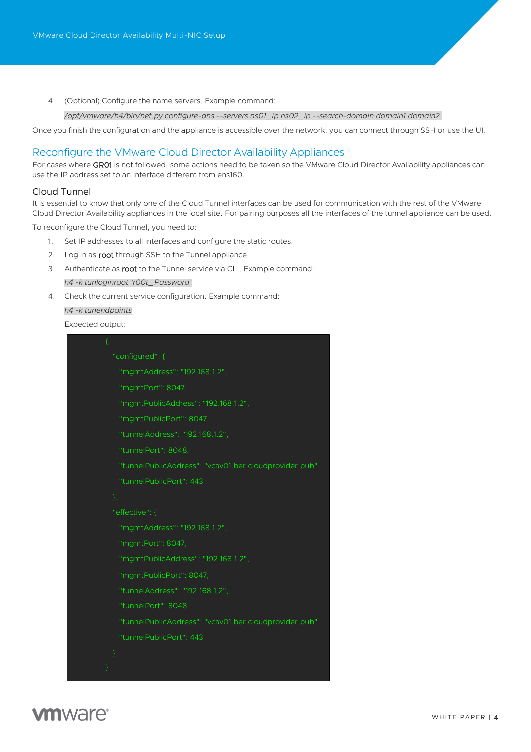4. (Optional) Configure the name servers. Example command:

   *`/opt/vmware/h4/bin/net.py configure-dns --servers ns01_ip ns02_ip --search-domain domain1 domain2`*

Once you finish the configuration and the appliance is accessible over the network, you can connect through SSH or use the UI.

## Reconfigure the VMware Cloud Director Availability Appliances

For cases where **GR01** is not followed, some actions need to be taken so the VMware Cloud Director Availability appliances can use the IP address set to an interface different from ens160.

### Cloud Tunnel

It is essential to know that only one of the Cloud Tunnel interfaces can be used for communication with the rest of the VMware Cloud Director Availability appliances in the local site. For pairing purposes all the interfaces of the tunnel appliance can be used.

To reconfigure the Cloud Tunnel, you need to:

1. Set IP addresses to all interfaces and configure the static routes.
2. Log in as **root** through SSH to the Tunnel appliance.
3. Authenticate as **root** to the Tunnel service via CLI. Example command:

   *`h4 -k tunloginroot 'r00t_Password'`*

4. Check the current service configuration. Example command:

   *`h4 -k tunendpoints`*

   Expected output:

```
{
  "configured": {
    "mgmtAddress": "192.168.1.2",
    "mgmtPort": 8047,
    "mgmtPublicAddress": "192.168.1.2",
    "mgmtPublicPort": 8047,
    "tunnelAddress": "192.168.1.2",
    "tunnelPort": 8048,
    "tunnelPublicAddress": "vcav01.ber.cloudprovider.pub",
    "tunnelPublicPort": 443
  },
  "effective": {
    "mgmtAddress": "192.168.1.2",
    "mgmtPort": 8047,
    "mgmtPublicAddress": "192.168.1.2",
    "mgmtPublicPort": 8047,
    "tunnelAddress": "192.168.1.2",
    "tunnelPort": 8048,
    "tunnelPublicAddress": "vcav01.ber.cloudprovider.pub",
    "tunnelPublicPort": 443
  }
}
```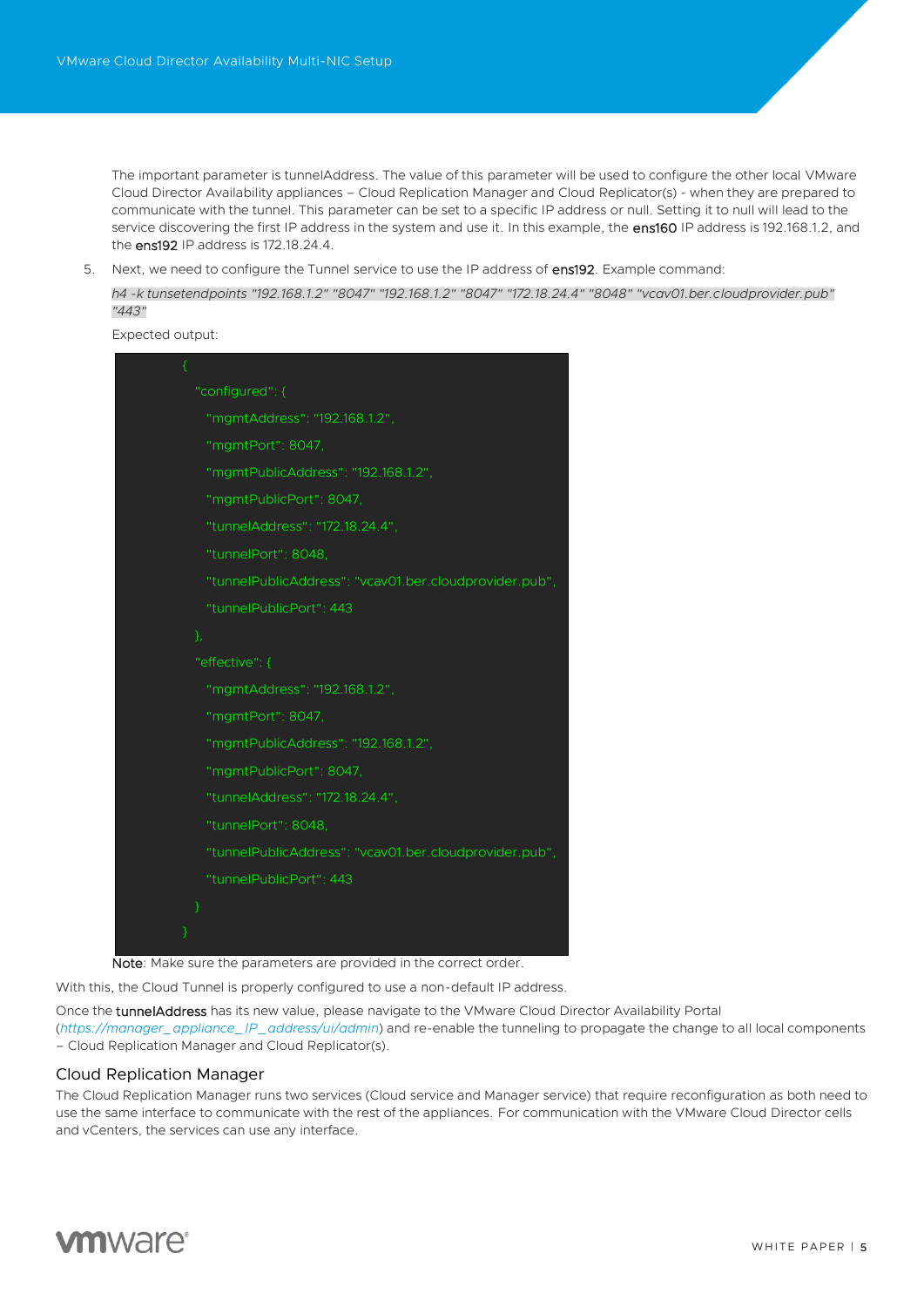The important parameter is tunnelAddress. The value of this parameter will be used to configure the other local VMware Cloud Director Availability appliances – Cloud Replication Manager and Cloud Replicator(s) - when they are prepared to communicate with the tunnel. This parameter can be set to a specific IP address or null. Setting it to null will lead to the service discovering the first IP address in the system and use it. In this example, the **ens160** IP address is 192.168.1.2, and the **ens192** IP address is 172.18.24.4.

5. Next, we need to configure the Tunnel service to use the IP address of **ens192**. Example command:

   *h4 -k tunsetendpoints "192.168.1.2" "8047" "192.168.1.2" "8047" "172.18.24.4" "8048" "vcav01.ber.cloudprovider.pub" "443"*

   Expected output:

```
{
  "configured": {
    "mgmtAddress": "192.168.1.2",
    "mgmtPort": 8047,
    "mgmtPublicAddress": "192.168.1.2",
    "mgmtPublicPort": 8047,
    "tunnelAddress": "172.18.24.4",
    "tunnelPort": 8048,
    "tunnelPublicAddress": "vcav01.ber.cloudprovider.pub",
    "tunnelPublicPort": 443
  },
  "effective": {
    "mgmtAddress": "192.168.1.2",
    "mgmtPort": 8047,
    "mgmtPublicAddress": "192.168.1.2",
    "mgmtPublicPort": 8047,
    "tunnelAddress": "172.18.24.4",
    "tunnelPort": 8048,
    "tunnelPublicAddress": "vcav01.ber.cloudprovider.pub",
    "tunnelPublicPort": 443
  }
}
```

   **Note**: Make sure the parameters are provided in the correct order.

With this, the Cloud Tunnel is properly configured to use a non-default IP address.

Once the **tunnelAddress** has its new value, please navigate to the VMware Cloud Director Availability Portal (*https://manager_appliance_IP_address/ui/admin*) and re-enable the tunneling to propagate the change to all local components – Cloud Replication Manager and Cloud Replicator(s).

## Cloud Replication Manager

The Cloud Replication Manager runs two services (Cloud service and Manager service) that require reconfiguration as both need to use the same interface to communicate with the rest of the appliances. For communication with the VMware Cloud Director cells and vCenters, the services can use any interface.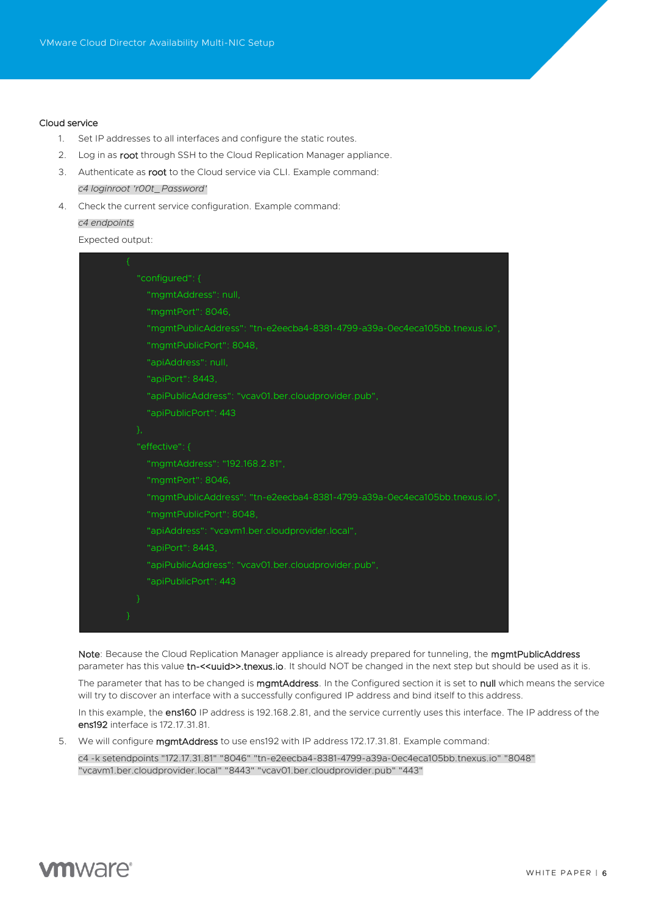Cloud service

1. Set IP addresses to all interfaces and configure the static routes.
2. Log in as **root** through SSH to the Cloud Replication Manager appliance.
3. Authenticate as **root** to the Cloud service via CLI. Example command:

   *c4 loginroot 'r00t_Password'*

4. Check the current service configuration. Example command:

   *c4 endpoints*

   Expected output:

   ```
   {
     "configured": {
       "mgmtAddress": null,
       "mgmtPort": 8046,
       "mgmtPublicAddress": "tn-e2eecba4-8381-4799-a39a-0ec4eca105bb.tnexus.io",
       "mgmtPublicPort": 8048,
       "apiAddress": null,
       "apiPort": 8443,
       "apiPublicAddress": "vcav01.ber.cloudprovider.pub",
       "apiPublicPort": 443
     },
     "effective": {
       "mgmtAddress": "192.168.2.81",
       "mgmtPort": 8046,
       "mgmtPublicAddress": "tn-e2eecba4-8381-4799-a39a-0ec4eca105bb.tnexus.io",
       "mgmtPublicPort": 8048,
       "apiAddress": "vcavm1.ber.cloudprovider.local",
       "apiPort": 8443,
       "apiPublicAddress": "vcav01.ber.cloudprovider.pub",
       "apiPublicPort": 443
     }
   }
   ```

   **Note**: Because the Cloud Replication Manager appliance is already prepared for tunneling, the **mgmtPublicAddress** parameter has this value **tn-<<uuid>>.tnexus.io**. It should NOT be changed in the next step but should be used as it is.

   The parameter that has to be changed is **mgmtAddress**. In the Configured section it is set to **null** which means the service will try to discover an interface with a successfully configured IP address and bind itself to this address.

   In this example, the **ens160** IP address is 192.168.2.81, and the service currently uses this interface. The IP address of the **ens192** interface is 172.17.31.81.

5. We will configure **mgmtAddress** to use ens192 with IP address 172.17.31.81. Example command:

   `c4 -k setendpoints "172.17.31.81" "8046" "tn-e2eecba4-8381-4799-a39a-0ec4eca105bb.tnexus.io" "8048" "vcavm1.ber.cloudprovider.local" "8443" "vcav01.ber.cloudprovider.pub" "443"`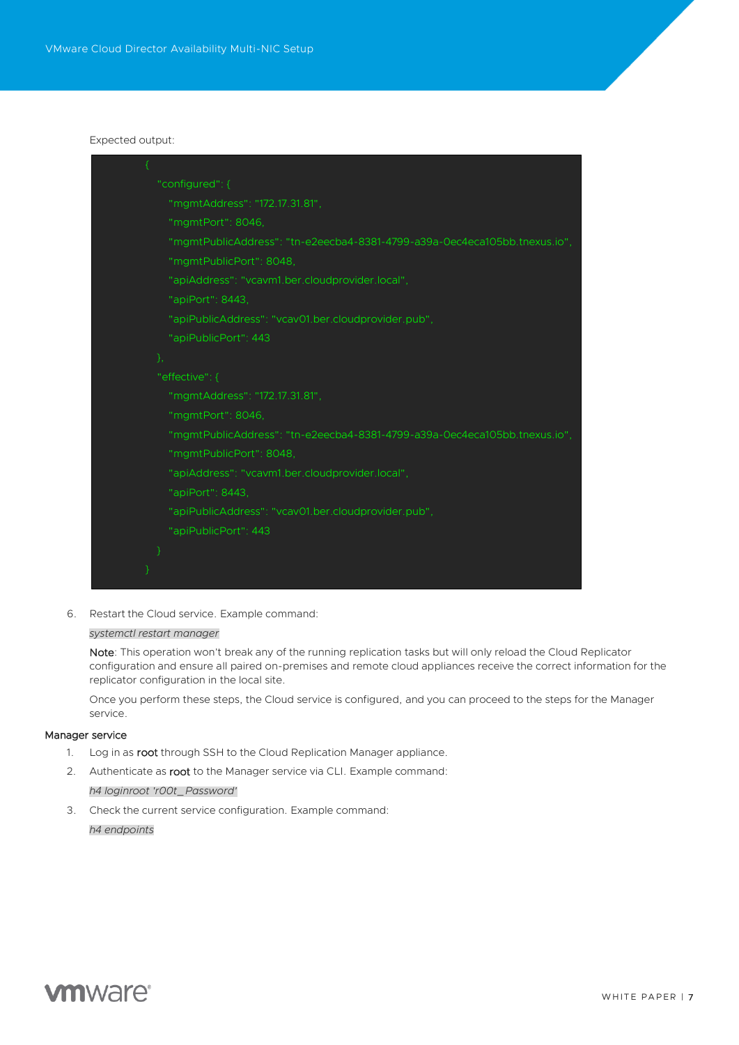Expected output:

```
{
  "configured": {
    "mgmtAddress": "172.17.31.81",
    "mgmtPort": 8046,
    "mgmtPublicAddress": "tn-e2eecba4-8381-4799-a39a-0ec4eca105bb.tnexus.io",
    "mgmtPublicPort": 8048,
    "apiAddress": "vcavm1.ber.cloudprovider.local",
    "apiPort": 8443,
    "apiPublicAddress": "vcav01.ber.cloudprovider.pub",
    "apiPublicPort": 443
  },
  "effective": {
    "mgmtAddress": "172.17.31.81",
    "mgmtPort": 8046,
    "mgmtPublicAddress": "tn-e2eecba4-8381-4799-a39a-0ec4eca105bb.tnexus.io",
    "mgmtPublicPort": 8048,
    "apiAddress": "vcavm1.ber.cloudprovider.local",
    "apiPort": 8443,
    "apiPublicAddress": "vcav01.ber.cloudprovider.pub",
    "apiPublicPort": 443
  }
}
```

6. Restart the Cloud service. Example command:

   *systemctl restart manager*

   **Note**: This operation won't break any of the running replication tasks but will only reload the Cloud Replicator configuration and ensure all paired on-premises and remote cloud appliances receive the correct information for the replicator configuration in the local site.

   Once you perform these steps, the Cloud service is configured, and you can proceed to the steps for the Manager service.

### Manager service

1. Log in as **root** through SSH to the Cloud Replication Manager appliance.
2. Authenticate as **root** to the Manager service via CLI. Example command:

   *h4 loginroot 'r00t_Password'*

3. Check the current service configuration. Example command:

   *h4 endpoints*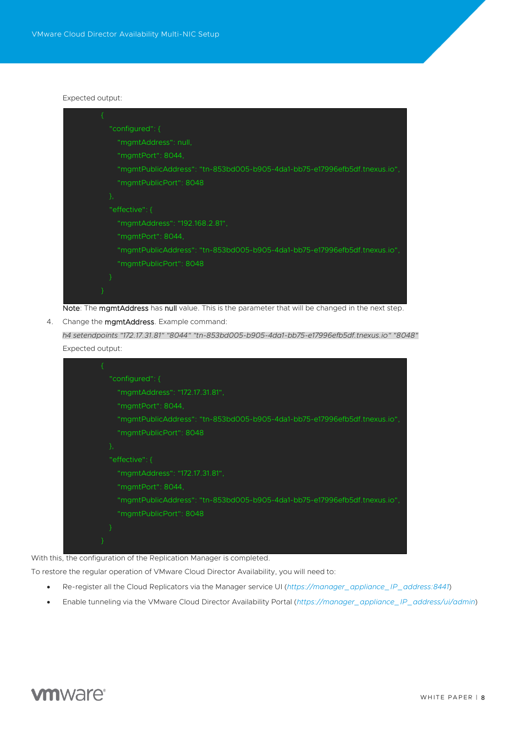Expected output:

```
{
  "configured": {
    "mgmtAddress": null,
    "mgmtPort": 8044,
    "mgmtPublicAddress": "tn-853bd005-b905-4da1-bb75-e17996efb5df.tnexus.io",
    "mgmtPublicPort": 8048
  },
  "effective": {
    "mgmtAddress": "192.168.2.81",
    "mgmtPort": 8044,
    "mgmtPublicAddress": "tn-853bd005-b905-4da1-bb75-e17996efb5df.tnexus.io",
    "mgmtPublicPort": 8048
  }
}
```

**Note**: The **mgmtAddress** has **null** value. This is the parameter that will be changed in the next step.

4. Change the **mgmtAddress**. Example command:

   *h4 setendpoints "172.17.31.81" "8044" "tn-853bd005-b905-4da1-bb75-e17996efb5df.tnexus.io" "8048"*

   Expected output:

```
{
  "configured": {
    "mgmtAddress": "172.17.31.81",
    "mgmtPort": 8044,
    "mgmtPublicAddress": "tn-853bd005-b905-4da1-bb75-e17996efb5df.tnexus.io",
    "mgmtPublicPort": 8048
  },
  "effective": {
    "mgmtAddress": "172.17.31.81",
    "mgmtPort": 8044,
    "mgmtPublicAddress": "tn-853bd005-b905-4da1-bb75-e17996efb5df.tnexus.io",
    "mgmtPublicPort": 8048
  }
}
```

With this, the configuration of the Replication Manager is completed.

To restore the regular operation of VMware Cloud Director Availability, you will need to:

- Re-register all the Cloud Replicators via the Manager service UI (*https://manager_appliance_IP_address:8441*)
- Enable tunneling via the VMware Cloud Director Availability Portal (*https://manager_appliance_IP_address/ui/admin*)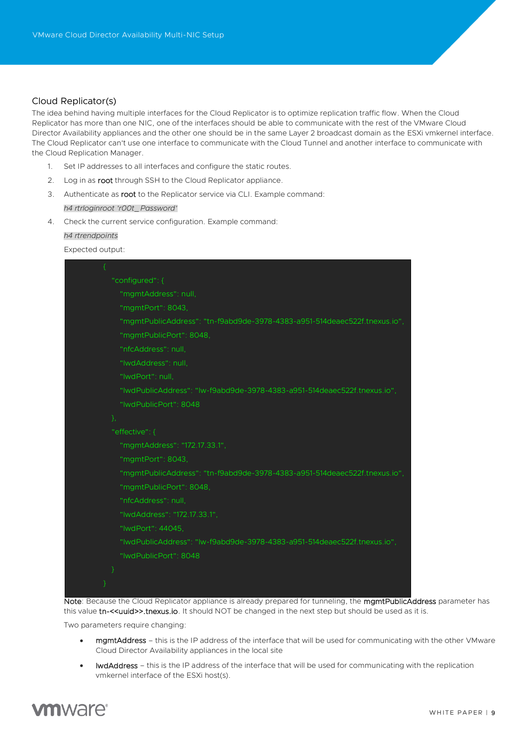## Cloud Replicator(s)

The idea behind having multiple interfaces for the Cloud Replicator is to optimize replication traffic flow. When the Cloud Replicator has more than one NIC, one of the interfaces should be able to communicate with the rest of the VMware Cloud Director Availability appliances and the other one should be in the same Layer 2 broadcast domain as the ESXi vmkernel interface. The Cloud Replicator can't use one interface to communicate with the Cloud Tunnel and another interface to communicate with the Cloud Replication Manager.

1. Set IP addresses to all interfaces and configure the static routes.
2. Log in as root through SSH to the Cloud Replicator appliance.
3. Authenticate as root to the Replicator service via CLI. Example command:

   *h4 rtrloginroot 'r00t_Password'*

4. Check the current service configuration. Example command:

   *h4 rtrendpoints*

   Expected output:

```
{
  "configured": {
    "mgmtAddress": null,
    "mgmtPort": 8043,
    "mgmtPublicAddress": "tn-f9abd9de-3978-4383-a951-514deaec522f.tnexus.io",
    "mgmtPublicPort": 8048,
    "nfcAddress": null,
    "lwdAddress": null,
    "lwdPort": null,
    "lwdPublicAddress": "lw-f9abd9de-3978-4383-a951-514deaec522f.tnexus.io",
    "lwdPublicPort": 8048
  },
  "effective": {
    "mgmtAddress": "172.17.33.1",
    "mgmtPort": 8043,
    "mgmtPublicAddress": "tn-f9abd9de-3978-4383-a951-514deaec522f.tnexus.io",
    "mgmtPublicPort": 8048,
    "nfcAddress": null,
    "lwdAddress": "172.17.33.1",
    "lwdPort": 44045,
    "lwdPublicAddress": "lw-f9abd9de-3978-4383-a951-514deaec522f.tnexus.io",
    "lwdPublicPort": 8048
  }
}
```

   Note: Because the Cloud Replicator appliance is already prepared for tunneling, the mgmtPublicAddress parameter has this value tn-<<uuid>>.tnexus.io. It should NOT be changed in the next step but should be used as it is.

   Two parameters require changing:

   - mgmtAddress – this is the IP address of the interface that will be used for communicating with the other VMware Cloud Director Availability appliances in the local site
   - lwdAddress – this is the IP address of the interface that will be used for communicating with the replication vmkernel interface of the ESXi host(s).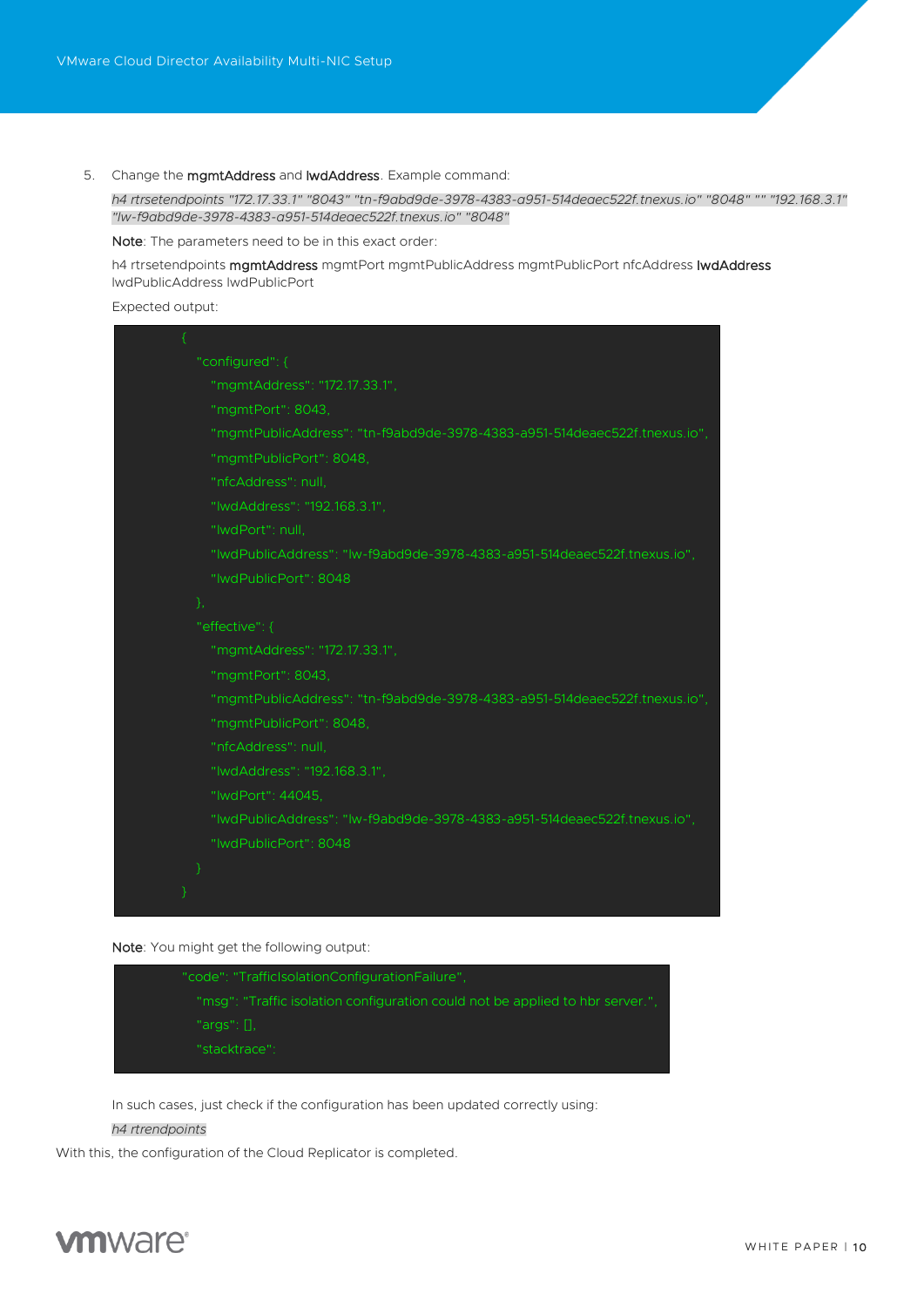5. Change the **mgmtAddress** and **lwdAddress**. Example command:

   *h4 rtrsetendpoints "172.17.33.1" "8043" "tn-f9abd9de-3978-4383-a951-514deaec522f.tnexus.io" "8048" "" "192.168.3.1" "lw-f9abd9de-3978-4383-a951-514deaec522f.tnexus.io" "8048"*

   **Note**: The parameters need to be in this exact order:

   h4 rtrsetendpoints **mgmtAddress** mgmtPort mgmtPublicAddress mgmtPublicPort nfcAddress **lwdAddress** lwdPublicAddress lwdPublicPort

   Expected output:

```
{
  "configured": {
    "mgmtAddress": "172.17.33.1",
    "mgmtPort": 8043,
    "mgmtPublicAddress": "tn-f9abd9de-3978-4383-a951-514deaec522f.tnexus.io",
    "mgmtPublicPort": 8048,
    "nfcAddress": null,
    "lwdAddress": "192.168.3.1",
    "lwdPort": null,
    "lwdPublicAddress": "lw-f9abd9de-3978-4383-a951-514deaec522f.tnexus.io",
    "lwdPublicPort": 8048
  },
  "effective": {
    "mgmtAddress": "172.17.33.1",
    "mgmtPort": 8043,
    "mgmtPublicAddress": "tn-f9abd9de-3978-4383-a951-514deaec522f.tnexus.io",
    "mgmtPublicPort": 8048,
    "nfcAddress": null,
    "lwdAddress": "192.168.3.1",
    "lwdPort": 44045,
    "lwdPublicAddress": "lw-f9abd9de-3978-4383-a951-514deaec522f.tnexus.io",
    "lwdPublicPort": 8048
  }
}
```

   **Note**: You might get the following output:

```
"code": "TrafficIsolationConfigurationFailure",
  "msg": "Traffic isolation configuration could not be applied to hbr server.",
  "args": [],
  "stacktrace":
```

   In such cases, just check if the configuration has been updated correctly using:

   *h4 rtrendpoints*

With this, the configuration of the Cloud Replicator is completed.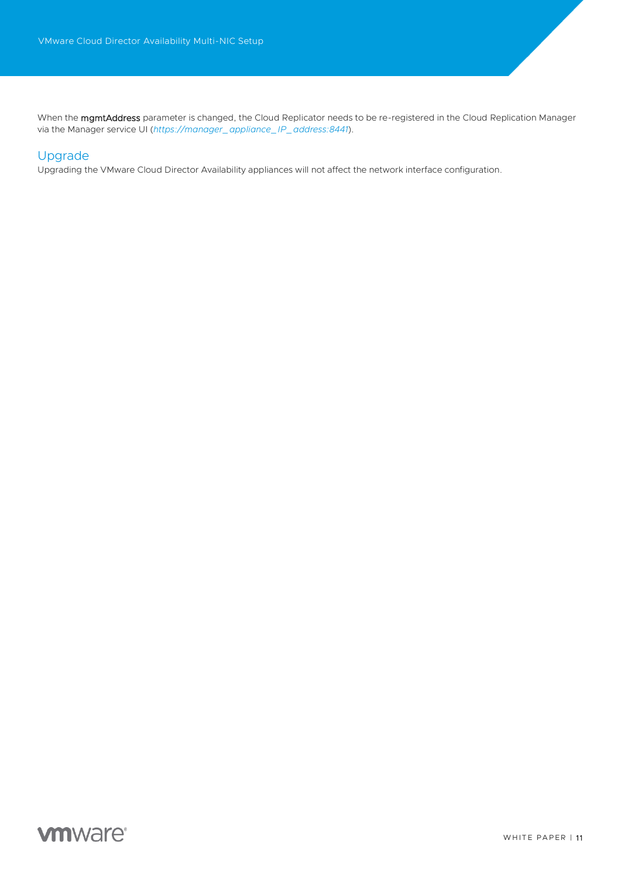When the **mgmtAddress** parameter is changed, the Cloud Replicator needs to be re-registered in the Cloud Replication Manager via the Manager service UI (*https://manager_appliance_IP_address:8441*).

## Upgrade

Upgrading the VMware Cloud Director Availability appliances will not affect the network interface configuration.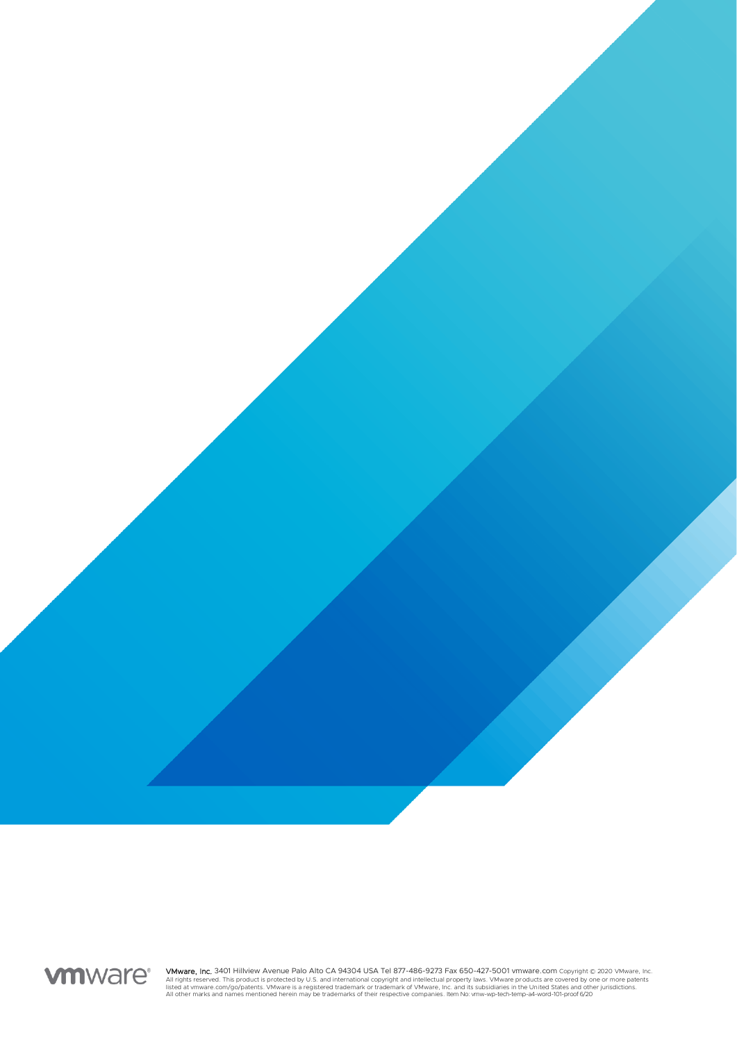vmware®

**VMware, Inc.** 3401 Hillview Avenue Palo Alto CA 94304 USA Tel 877-486-9273 Fax 650-427-5001 vmware.com Copyright © 2020 VMware, Inc. All rights reserved. This product is protected by U.S. and international copyright and intellectual property laws. VMware products are covered by one or more patents listed at vmware.com/go/patents. VMware is a registered trademark or trademark of VMware, Inc. and its subsidiaries in the United States and other jurisdictions. All other marks and names mentioned herein may be trademarks of their respective companies. Item No: vmw-wp-tech-temp-a4-word-101-proof 6/20